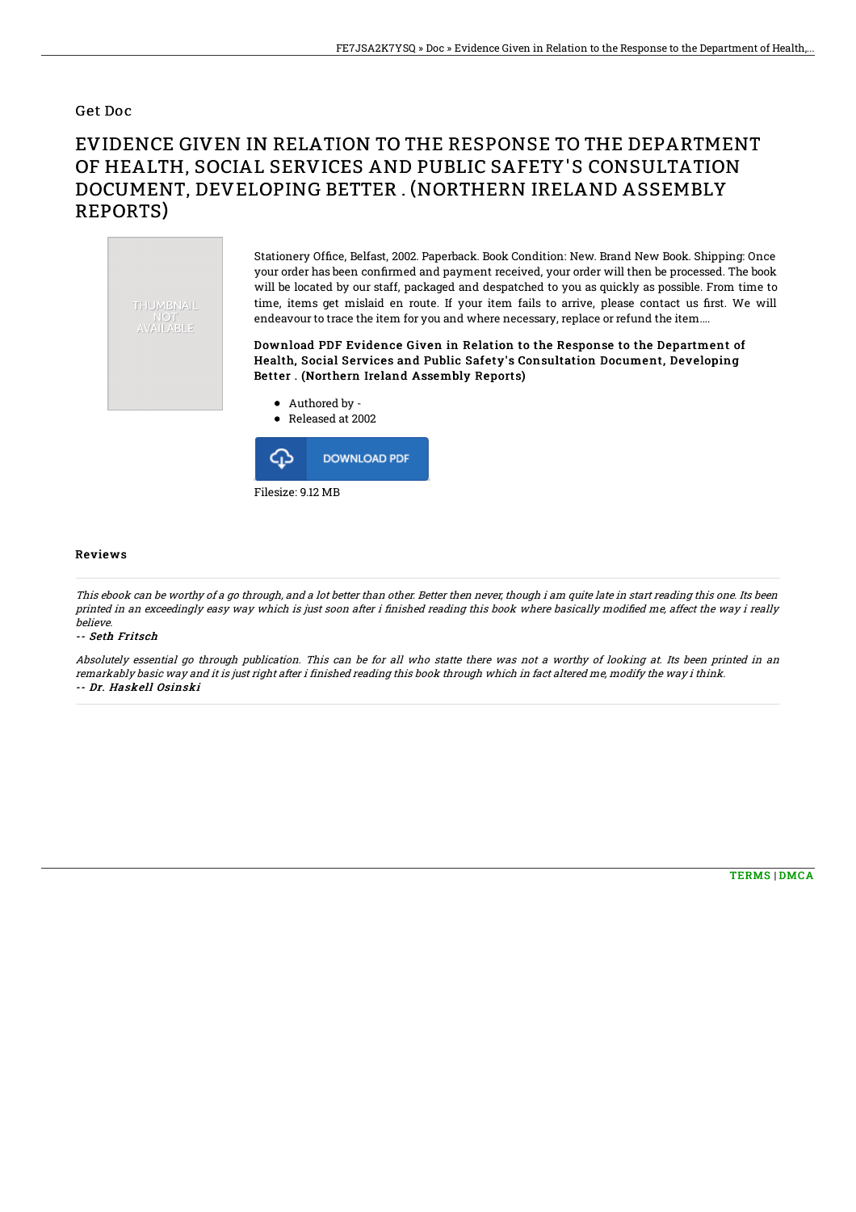Get Doc

# EVIDENCE GIVEN IN RELATION TO THE RESPONSE TO THE DEPARTMENT OF HEALTH, SOCIAL SERVICES AND PUBLIC SAFETY'S CONSULTATION DOCUMENT, DEVELOPING BETTER . (NORTHERN IRELAND ASSEMBLY REPORTS)

THUMBNAIL NOT AVAILABLE

Stationery Office, Belfast, 2002. Paperback. Book Condition: New. Brand New Book. Shipping: Once your order has been confirmed and payment received, your order will then be processed. The book will be located by our staff, packaged and despatched to you as quickly as possible. From time to time, items get mislaid en route. If your item fails to arrive, please contact us first. We will endeavour to trace the item for you and where necessary, replace or refund the item....

### Download PDF Evidence Given in Relation to the Response to the Department of Health, Social Services and Public Safety's Consultation Document, Developing Better . (Northern Ireland Assembly Reports)

- Authored by -
- Released at 2002

DOWNLOAD PDF

Filesize: 9.12 MB

## Reviews

*This ebook can be worthy of a go through, and a lot better than other. Better then never, though i am quite late in start reading this one. Its been printed in an exceedingly easy way which is just soon after i finished reading this book where basically modified me, affect the way i really believe.*

*-- Seth Fritsch*

*Absolutely essential go through publication. This can be for all who statte there was not a worthy of looking at. Its been printed in an remarkably basic way and it is just right after i finished reading this book through which in fact altered me, modify the way i think.*

*-- Dr. Haskell Osinski*

TERMS | DMCA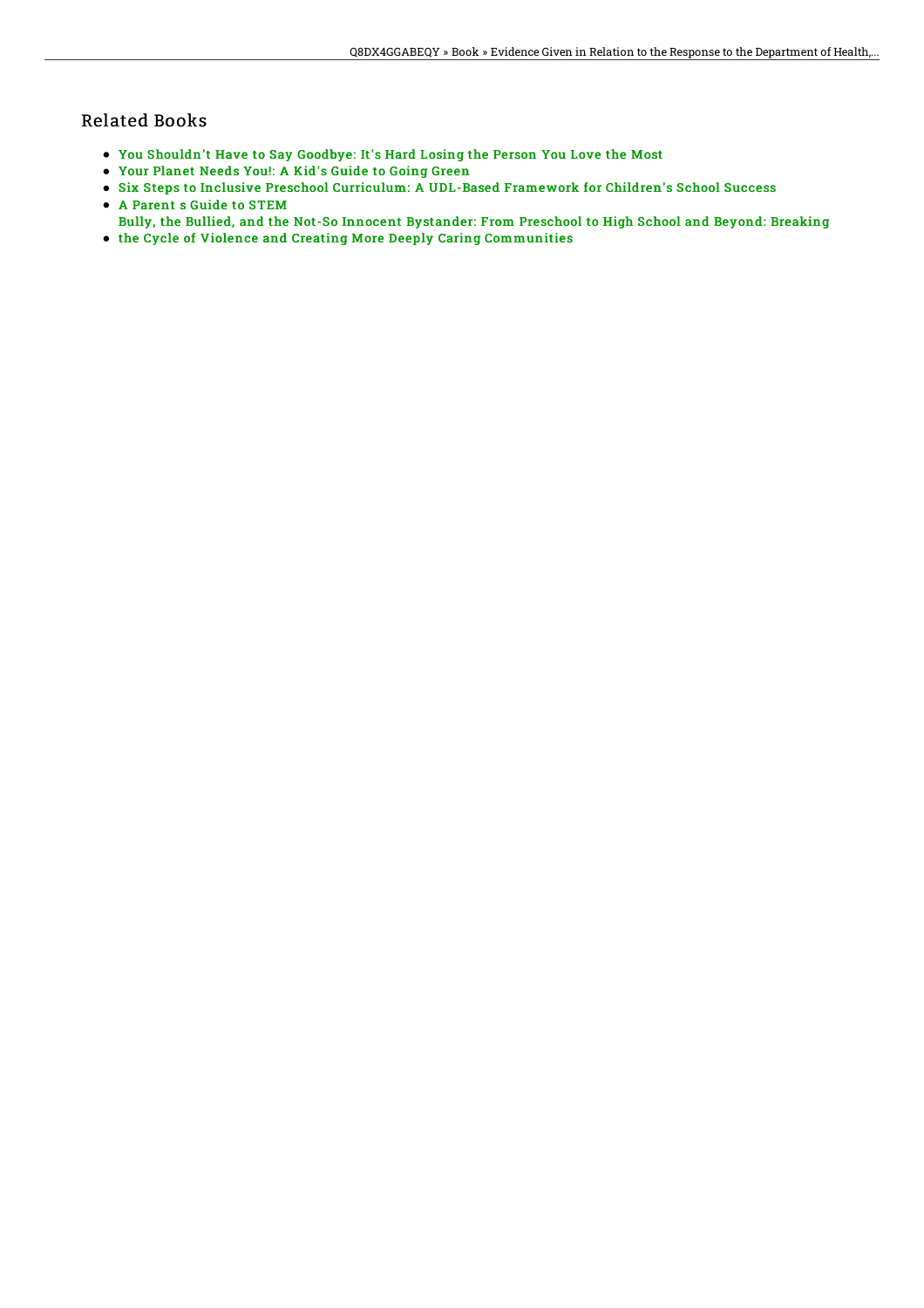## Related Books

- You Shouldn't Have to Say Goodbye: It's Hard Losing the Person You Love the Most
- Your Planet Needs You!: A Kid's Guide to Going Green
- Six Steps to Inclusive Preschool Curriculum: A UDL-Based Framework for Children's School Success
- A Parent s Guide to STEM
- Bully, the Bullied, and the Not-So Innocent Bystander: From Preschool to High School and Beyond: Breaking the Cycle of Violence and Creating More Deeply Caring Communities